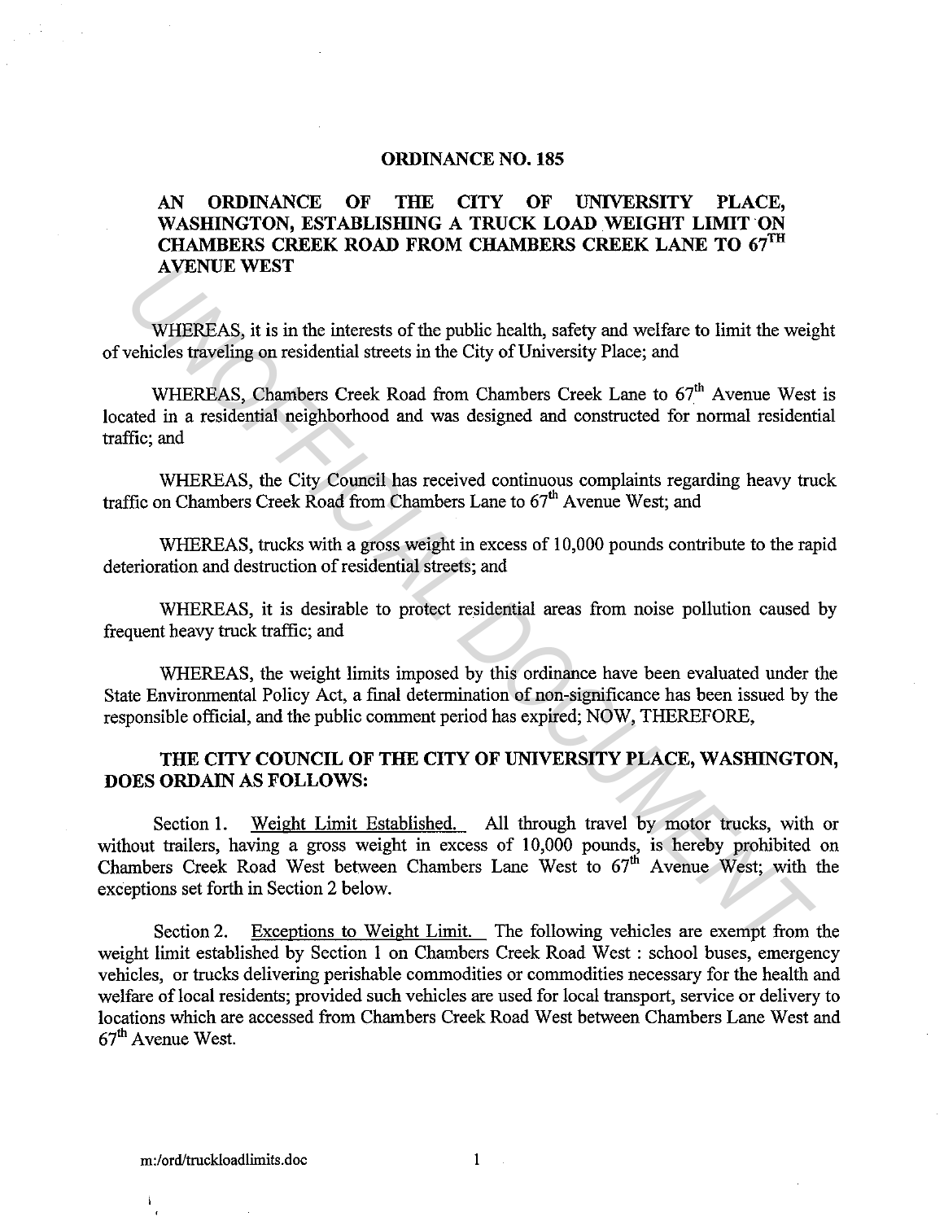# ORDINANCE NO. 185

## AN ORDINANCE OF THE CITY OF UNIVERSITY PLACE, WASHINGTON, ESTABLISHING A TRUCK LOAD WEIGHT LIMIT ON CHAMBERS CREEK ROAD FROM CHAMBERS CREEK LANE TO 67TH AVENUE WEST

WHEREAS, it is in the interests of the public health, safety and welfare to limit the weight of vehicles traveling on residential streets in the City of University Place; and

WHEREAS, Chambers Creek Road from Chambers Creek Lane to 67th Avenue West is located in a residential neighborhood and was designed and constructed for normal residential traffic; and

WHEREAS, the City Council has received continuous complaints regarding heavy truck traffic on Chambers Creek Road from Chambers Lane to 67th Avenue West; and

WHEREAS, trucks with a gross weight in excess of 10,000 pounds contribute to the rapid deterioration and destruction of residential streets; and

WHEREAS, it is desirable to protect residential areas from noise pollution caused by frequent heavy truck traffic; and

WHEREAS, the weight limits imposed by this ordinance have been evaluated under the State Environmental Policy Act, a final determination of non-significance has been issued by the responsible official, and the public comment period has expired; NOW, THEREFORE,

**THE CITY COUNCIL OF THE CITY OF UNIVERSITY PLACE, WASHINGTON, DOES ORDAIN AS FOLLOWS:**

Section 1. Weight Limit Established. All through travel by motor trucks, with or without trailers, having a gross weight in excess of 10,000 pounds, is hereby prohibited on Chambers Creek Road West between Chambers Lane West to 67th Avenue West; with the exceptions set forth in Section 2 below.

Section 2. Exceptions to Weight Limit. The following vehicles are exempt from the weight limit established by Section 1 on Chambers Creek Road West : school buses, emergency vehicles, or trucks delivering perishable commodities or commodities necessary for the health and welfare of local residents; provided such vehicles are used for local transport, service or delivery to locations which are accessed from Chambers Creek Road West between Chambers Lane West and 67th Avenue West.

m:/ord/truckloadlimits.doc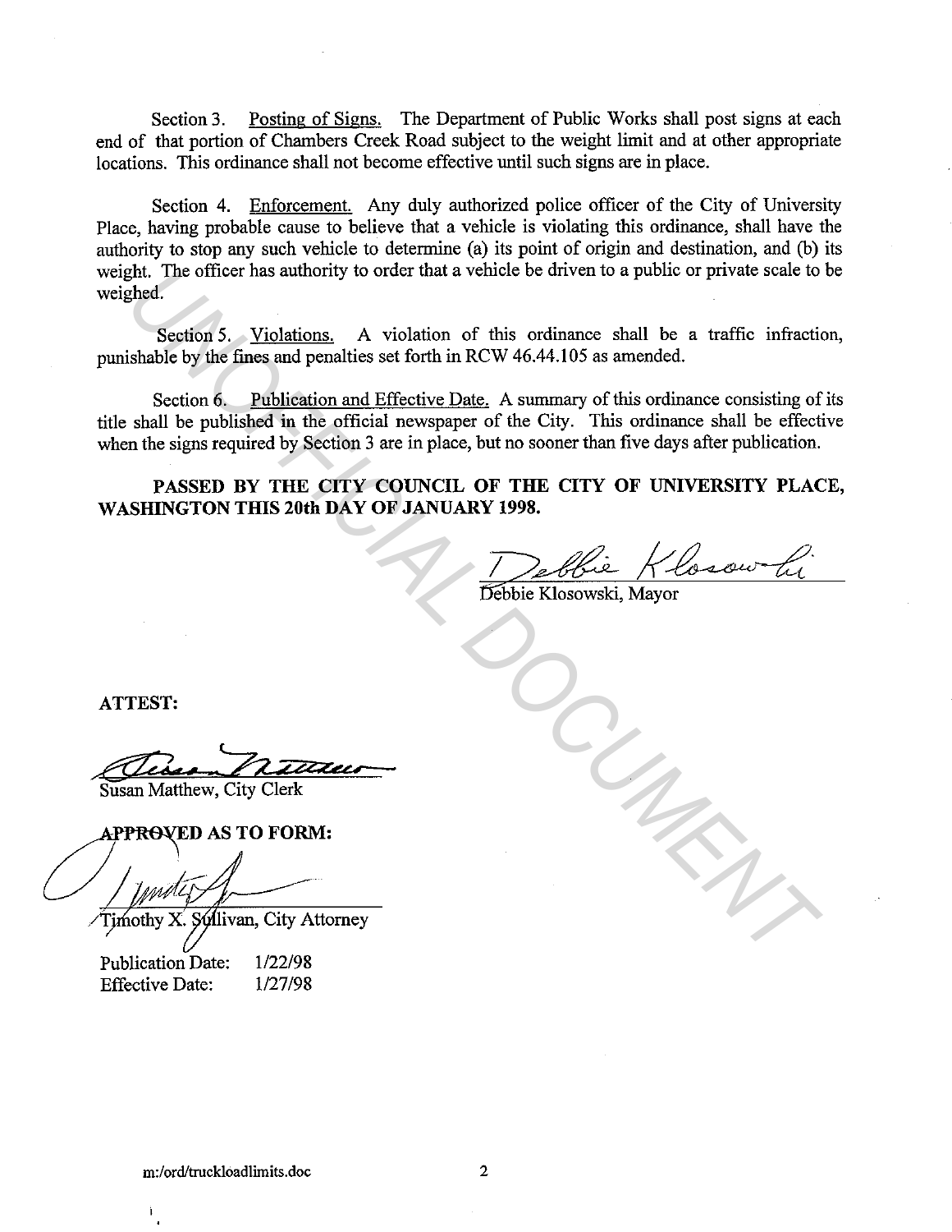Section 3. <u>Posting of Signs.</u> The Department of Public Works shall post signs at each end of that portion of Chambers Creek Road subject to the weight limit and at other appropriate locations. This ordinance shall not become effective until such signs are in place.

Section 4. <u>Enforcement.</u> Any duly authorized police officer of the City of University Place, having probable cause to believe that a vehicle is violating this ordinance, shall have the authority to stop any such vehicle to determine (a) its point of origin and destination, and (b) its weight. The officer has authority to order that a vehicle be driven to a public or private scale to be weighed.

Section 5. <u>Violations.</u> A violation of this ordinance shall be a traffic infraction, punishable by the fines and penalties set forth in RCW 46.44.105 as amended.

Section 6. <u>Publication and Effective Date.</u> A summary of this ordinance consisting of its title shall be published in the official newspaper of the City. This ordinance shall be effective when the signs required by Section 3 are in place, but no sooner than five days after publication.

**PASSED BY THE CITY COUNCIL OF THE CITY OF UNIVERSITY PLACE, WASHINGTON THIS 20th DAY OF JANUARY 1998.**

Debbie Klosowski, Mayor

**ATTEST:**

Susan Matthew, City Clerk

**APPROVED AS TO FORM:**

Timothy X. Sullivan, City Attorney

Publication Date: 1/22/98
Effective Date: 1/27/98

m:/ord/truckloadlimits.doc